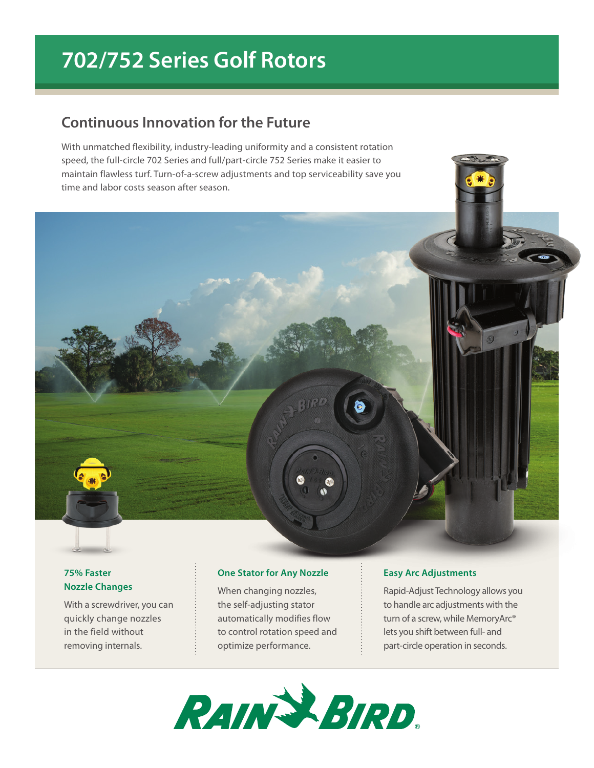# 702/752 Series Golf Rotors

## Continuous Innovation for the Future

With unmatched flexibility, industry-leading uniformity and a consistent rotation speed, the full-circle 702 Series and full/part-circle 752 Series make it easier to maintain flawless turf. Turn-of-a-screw adjustments and top serviceability save you time and labor costs season after season.

### 75% Faster Nozzle Changes

With a screwdriver, you can quickly change nozzles in the field without removing internals.

### One Stator for Any Nozzle

When changing nozzles, the self-adjusting stator automatically modifies flow to control rotation speed and optimize performance.

### Easy Arc Adjustments

Rapid-Adjust Technology allows you to handle arc adjustments with the turn of a screw, while MemoryArc® lets you shift between full- and part-circle operation in seconds.

RAIN BIRD®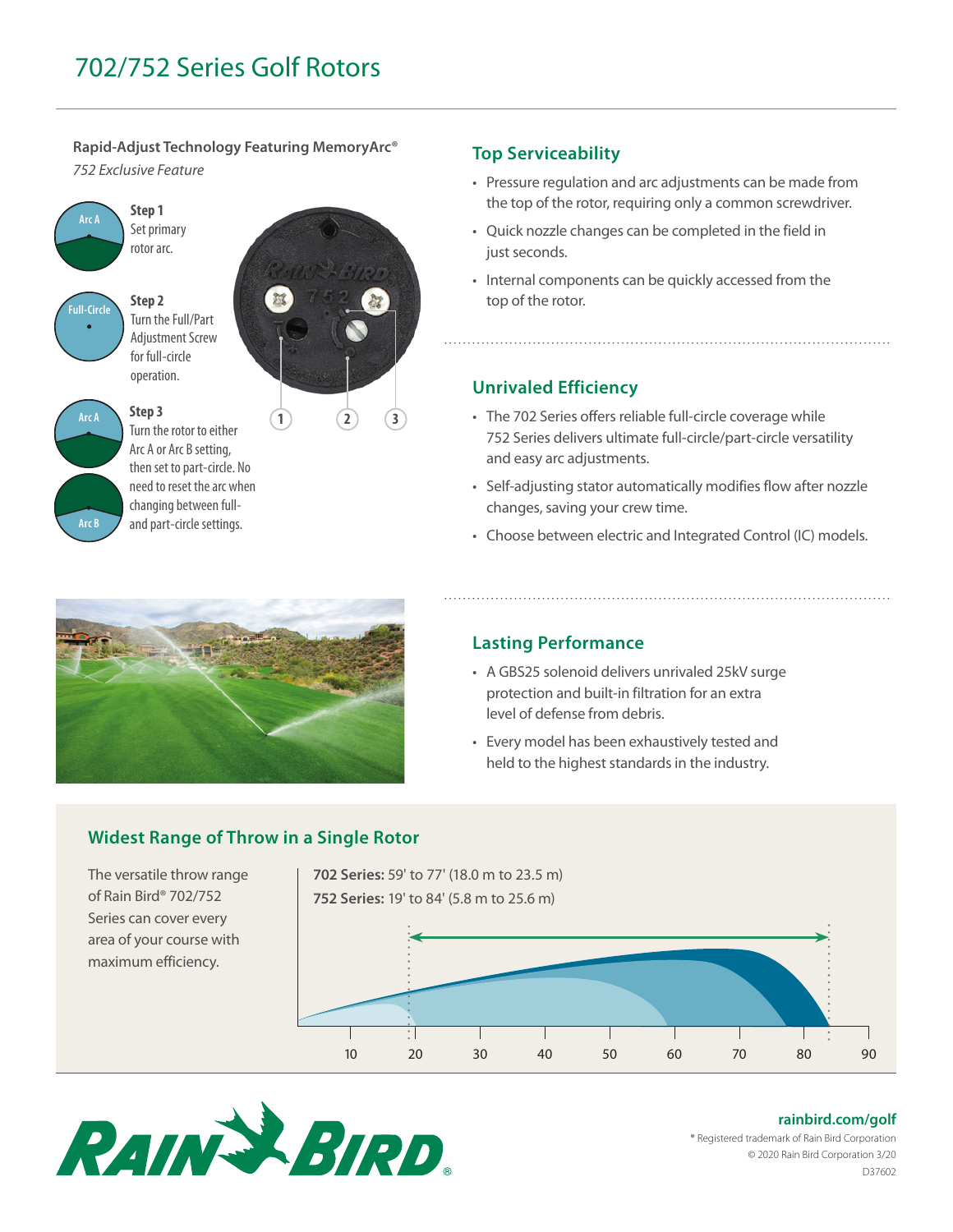# 702/752 Series Golf Rotors

**Rapid-Adjust Technology Featuring MemoryArc®**

*752 Exclusive Feature*

Arc A

**Step 1**
Set primary rotor arc.

Full-Circle

**Step 2**
Turn the Full/Part Adjustment Screw for full-circle operation.

Arc A

Arc B

**Step 3**
Turn the rotor to either Arc A or Arc B setting, then set to part-circle. No need to reset the arc when changing between full- and part-circle settings.

1 2 3

## Top Serviceability

- Pressure regulation and arc adjustments can be made from the top of the rotor, requiring only a common screwdriver.
- Quick nozzle changes can be completed in the field in just seconds.
- Internal components can be quickly accessed from the top of the rotor.

## Unrivaled Efficiency

- The 702 Series offers reliable full-circle coverage while 752 Series delivers ultimate full-circle/part-circle versatility and easy arc adjustments.
- Self-adjusting stator automatically modifies flow after nozzle changes, saving your crew time.
- Choose between electric and Integrated Control (IC) models.

## Lasting Performance

- A GBS25 solenoid delivers unrivaled 25kV surge protection and built-in filtration for an extra level of defense from debris.
- Every model has been exhaustively tested and held to the highest standards in the industry.

## Widest Range of Throw in a Single Rotor

The versatile throw range of Rain Bird® 702/752 Series can cover every area of your course with maximum efficiency.

**702 Series:** 59' to 77' (18.0 m to 23.5 m)

**752 Series:** 19' to 84' (5.8 m to 25.6 m)

10 20 30 40 50 60 70 80 90

rainbird.com/golf

® Registered trademark of Rain Bird Corporation

© 2020 Rain Bird Corporation 3/20

D37602